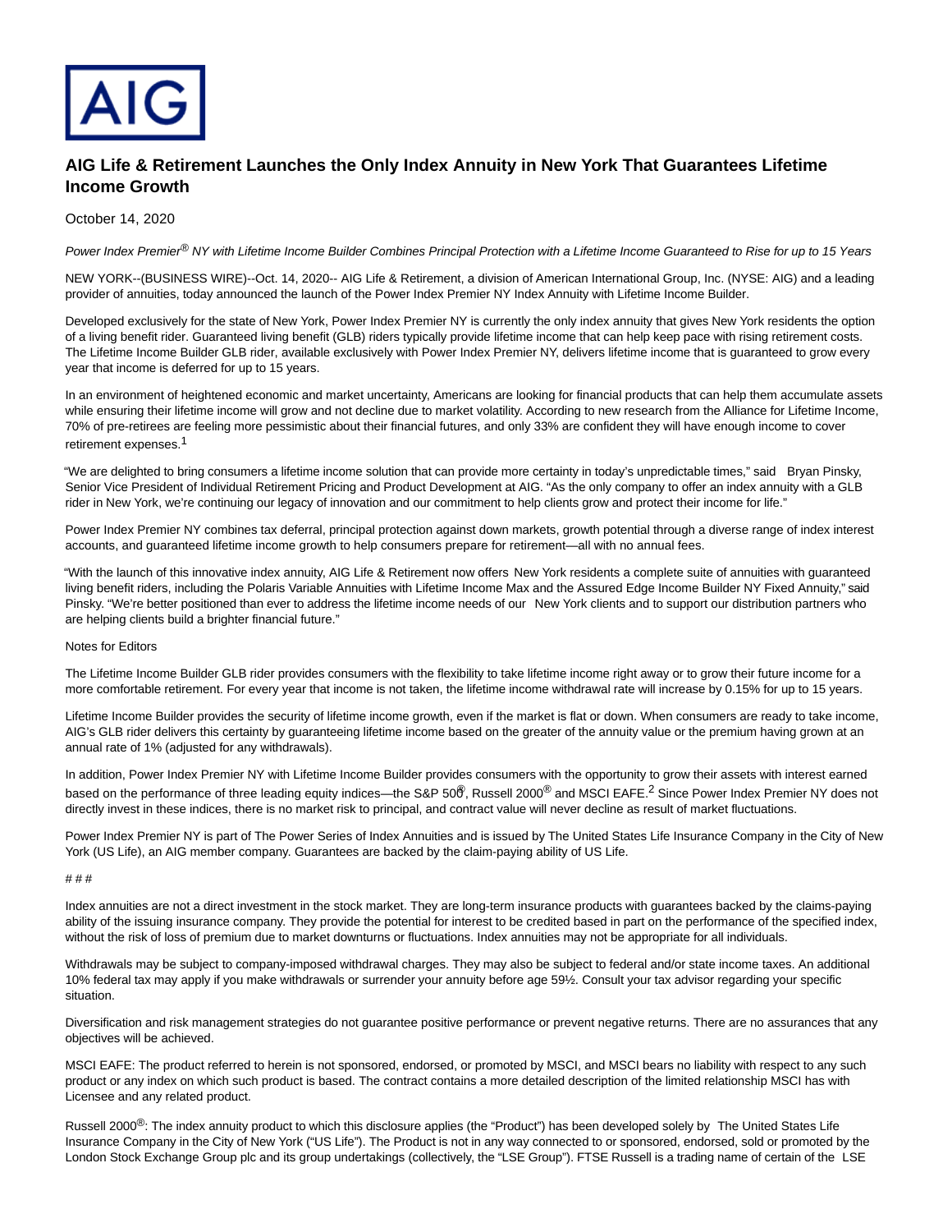AIG

# AIG Life & Retirement Launches the Only Index Annuity in New York That Guarantees Lifetime Income Growth

October 14, 2020

*Power Index Premier® NY with Lifetime Income Builder Combines Principal Protection with a Lifetime Income Guaranteed to Rise for up to 15 Years*

NEW YORK--(BUSINESS WIRE)--Oct. 14, 2020-- AIG Life & Retirement, a division of American International Group, Inc. (NYSE: AIG) and a leading provider of annuities, today announced the launch of the Power Index Premier NY Index Annuity with Lifetime Income Builder.

Developed exclusively for the state of New York, Power Index Premier NY is currently the only index annuity that gives New York residents the option of a living benefit rider. Guaranteed living benefit (GLB) riders typically provide lifetime income that can help keep pace with rising retirement costs. The Lifetime Income Builder GLB rider, available exclusively with Power Index Premier NY, delivers lifetime income that is guaranteed to grow every year that income is deferred for up to 15 years.

In an environment of heightened economic and market uncertainty, Americans are looking for financial products that can help them accumulate assets while ensuring their lifetime income will grow and not decline due to market volatility. According to new research from the Alliance for Lifetime Income, 70% of pre-retirees are feeling more pessimistic about their financial futures, and only 33% are confident they will have enough income to cover retirement expenses.[1]

"We are delighted to bring consumers a lifetime income solution that can provide more certainty in today's unpredictable times," said Bryan Pinsky, Senior Vice President of Individual Retirement Pricing and Product Development at AIG. "As the only company to offer an index annuity with a GLB rider in New York, we're continuing our legacy of innovation and our commitment to help clients grow and protect their income for life."

Power Index Premier NY combines tax deferral, principal protection against down markets, growth potential through a diverse range of index interest accounts, and guaranteed lifetime income growth to help consumers prepare for retirement—all with no annual fees.

"With the launch of this innovative index annuity, AIG Life & Retirement now offers New York residents a complete suite of annuities with guaranteed living benefit riders, including the Polaris Variable Annuities with Lifetime Income Max and the Assured Edge Income Builder NY Fixed Annuity," said Pinsky. "We're better positioned than ever to address the lifetime income needs of our New York clients and to support our distribution partners who are helping clients build a brighter financial future."

Notes for Editors

The Lifetime Income Builder GLB rider provides consumers with the flexibility to take lifetime income right away or to grow their future income for a more comfortable retirement. For every year that income is not taken, the lifetime income withdrawal rate will increase by 0.15% for up to 15 years.

Lifetime Income Builder provides the security of lifetime income growth, even if the market is flat or down. When consumers are ready to take income, AIG's GLB rider delivers this certainty by guaranteeing lifetime income based on the greater of the annuity value or the premium having grown at an annual rate of 1% (adjusted for any withdrawals).

In addition, Power Index Premier NY with Lifetime Income Builder provides consumers with the opportunity to grow their assets with interest earned based on the performance of three leading equity indices—the S&P 500®, Russell 2000® and MSCI EAFE.[2] Since Power Index Premier NY does not directly invest in these indices, there is no market risk to principal, and contract value will never decline as result of market fluctuations.

Power Index Premier NY is part of The Power Series of Index Annuities and is issued by The United States Life Insurance Company in the City of New York (US Life), an AIG member company. Guarantees are backed by the claim-paying ability of US Life.

# # #

Index annuities are not a direct investment in the stock market. They are long-term insurance products with guarantees backed by the claims-paying ability of the issuing insurance company. They provide the potential for interest to be credited based in part on the performance of the specified index, without the risk of loss of premium due to market downturns or fluctuations. Index annuities may not be appropriate for all individuals.

Withdrawals may be subject to company-imposed withdrawal charges. They may also be subject to federal and/or state income taxes. An additional 10% federal tax may apply if you make withdrawals or surrender your annuity before age 59½. Consult your tax advisor regarding your specific situation.

Diversification and risk management strategies do not guarantee positive performance or prevent negative returns. There are no assurances that any objectives will be achieved.

MSCI EAFE: The product referred to herein is not sponsored, endorsed, or promoted by MSCI, and MSCI bears no liability with respect to any such product or any index on which such product is based. The contract contains a more detailed description of the limited relationship MSCI has with Licensee and any related product.

Russell 2000®: The index annuity product to which this disclosure applies (the "Product") has been developed solely by The United States Life Insurance Company in the City of New York ("US Life"). The Product is not in any way connected to or sponsored, endorsed, sold or promoted by the London Stock Exchange Group plc and its group undertakings (collectively, the "LSE Group"). FTSE Russell is a trading name of certain of the LSE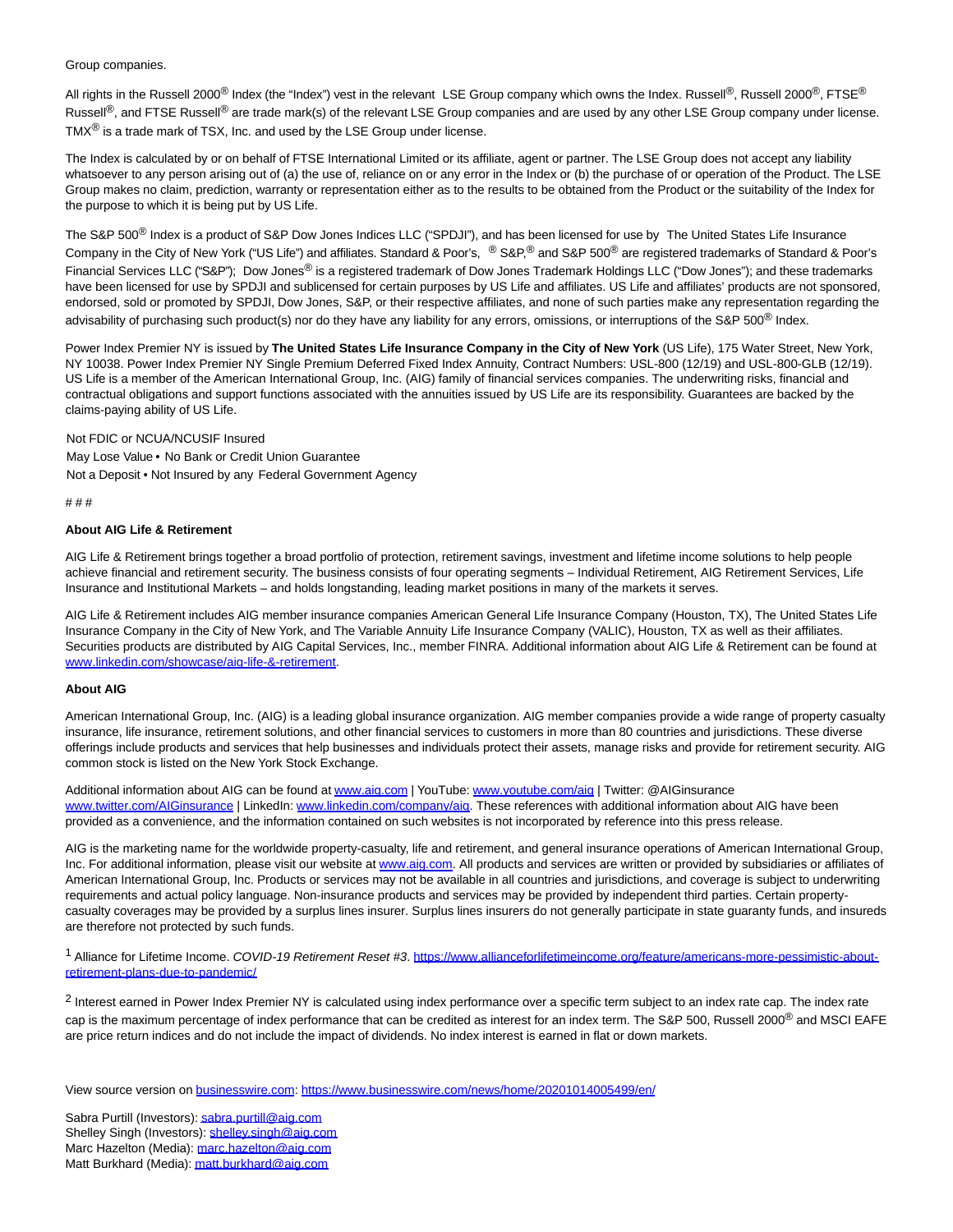Group companies.

All rights in the Russell 2000® Index (the "Index") vest in the relevant LSE Group company which owns the Index. Russell®, Russell 2000®, FTSE® Russell®, and FTSE Russell® are trade mark(s) of the relevant LSE Group companies and are used by any other LSE Group company under license. TMX® is a trade mark of TSX, Inc. and used by the LSE Group under license.

The Index is calculated by or on behalf of FTSE International Limited or its affiliate, agent or partner. The LSE Group does not accept any liability whatsoever to any person arising out of (a) the use of, reliance on or any error in the Index or (b) the purchase of or operation of the Product. The LSE Group makes no claim, prediction, warranty or representation either as to the results to be obtained from the Product or the suitability of the Index for the purpose to which it is being put by US Life.

The S&P 500® Index is a product of S&P Dow Jones Indices LLC ("SPDJI"), and has been licensed for use by The United States Life Insurance Company in the City of New York ("US Life") and affiliates. Standard & Poor's, ® S&P,® and S&P 500® are registered trademarks of Standard & Poor's Financial Services LLC ("S&P"); Dow Jones® is a registered trademark of Dow Jones Trademark Holdings LLC ("Dow Jones"); and these trademarks have been licensed for use by SPDJI and sublicensed for certain purposes by US Life and affiliates. US Life and affiliates' products are not sponsored, endorsed, sold or promoted by SPDJI, Dow Jones, S&P, or their respective affiliates, and none of such parties make any representation regarding the advisability of purchasing such product(s) nor do they have any liability for any errors, omissions, or interruptions of the S&P 500® Index.

Power Index Premier NY is issued by **The United States Life Insurance Company in the City of New York** (US Life), 175 Water Street, New York, NY 10038. Power Index Premier NY Single Premium Deferred Fixed Index Annuity, Contract Numbers: USL-800 (12/19) and USL-800-GLB (12/19). US Life is a member of the American International Group, Inc. (AIG) family of financial services companies. The underwriting risks, financial and contractual obligations and support functions associated with the annuities issued by US Life are its responsibility. Guarantees are backed by the claims-paying ability of US Life.

Not FDIC or NCUA/NCUSIF Insured
May Lose Value • No Bank or Credit Union Guarantee
Not a Deposit • Not Insured by any Federal Government Agency

# # #

**About AIG Life & Retirement**

AIG Life & Retirement brings together a broad portfolio of protection, retirement savings, investment and lifetime income solutions to help people achieve financial and retirement security. The business consists of four operating segments – Individual Retirement, AIG Retirement Services, Life Insurance and Institutional Markets – and holds longstanding, leading market positions in many of the markets it serves.

AIG Life & Retirement includes AIG member insurance companies American General Life Insurance Company (Houston, TX), The United States Life Insurance Company in the City of New York, and The Variable Annuity Life Insurance Company (VALIC), Houston, TX as well as their affiliates. Securities products are distributed by AIG Capital Services, Inc., member FINRA. Additional information about AIG Life & Retirement can be found at www.linkedin.com/showcase/aig-life-&-retirement.

**About AIG**

American International Group, Inc. (AIG) is a leading global insurance organization. AIG member companies provide a wide range of property casualty insurance, life insurance, retirement solutions, and other financial services to customers in more than 80 countries and jurisdictions. These diverse offerings include products and services that help businesses and individuals protect their assets, manage risks and provide for retirement security. AIG common stock is listed on the New York Stock Exchange.

Additional information about AIG can be found at www.aig.com | YouTube: www.youtube.com/aig | Twitter: @AIGinsurance www.twitter.com/AIGinsurance | LinkedIn: www.linkedin.com/company/aig. These references with additional information about AIG have been provided as a convenience, and the information contained on such websites is not incorporated by reference into this press release.

AIG is the marketing name for the worldwide property-casualty, life and retirement, and general insurance operations of American International Group, Inc. For additional information, please visit our website at www.aig.com. All products and services are written or provided by subsidiaries or affiliates of American International Group, Inc. Products or services may not be available in all countries and jurisdictions, and coverage is subject to underwriting requirements and actual policy language. Non-insurance products and services may be provided by independent third parties. Certain property-casualty coverages may be provided by a surplus lines insurer. Surplus lines insurers do not generally participate in state guaranty funds, and insureds are therefore not protected by such funds.

[1] Alliance for Lifetime Income. *COVID-19 Retirement Reset #3*. https://www.allianceforlifetimeincome.org/feature/americans-more-pessimistic-about-retirement-plans-due-to-pandemic/

[2] Interest earned in Power Index Premier NY is calculated using index performance over a specific term subject to an index rate cap. The index rate cap is the maximum percentage of index performance that can be credited as interest for an index term. The S&P 500, Russell 2000® and MSCI EAFE are price return indices and do not include the impact of dividends. No index interest is earned in flat or down markets.

View source version on businesswire.com: https://www.businesswire.com/news/home/20201014005499/en/

Sabra Purtill (Investors): sabra.purtill@aig.com
Shelley Singh (Investors): shelley.singh@aig.com
Marc Hazelton (Media): marc.hazelton@aig.com
Matt Burkhard (Media): matt.burkhard@aig.com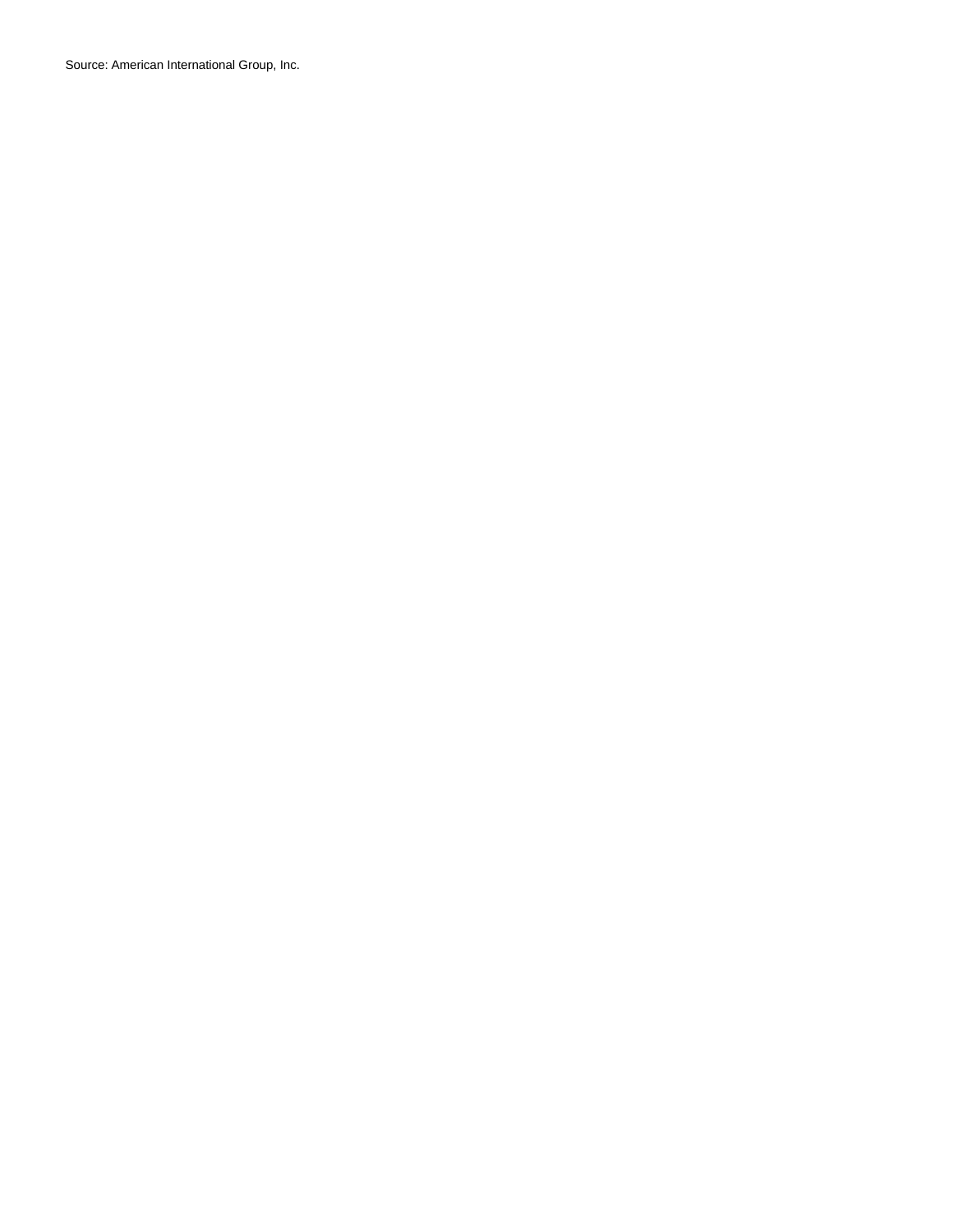Source: American International Group, Inc.